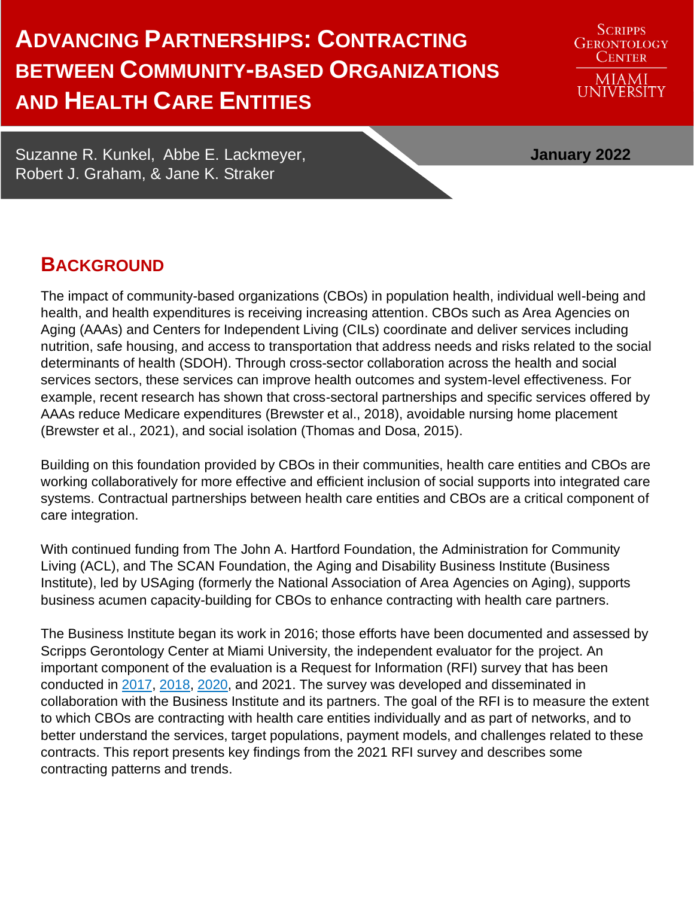# Advancing Partnerships: Contracting between Community-based Organizations and Health Care Entities

Scripps Gerontology Center
Miami University

Suzanne R. Kunkel, Abbe E. Lackmeyer, Robert J. Graham, & Jane K. Straker

**January 2022**

## Background

The impact of community-based organizations (CBOs) in population health, individual well-being and health, and health expenditures is receiving increasing attention. CBOs such as Area Agencies on Aging (AAAs) and Centers for Independent Living (CILs) coordinate and deliver services including nutrition, safe housing, and access to transportation that address needs and risks related to the social determinants of health (SDOH). Through cross-sector collaboration across the health and social services sectors, these services can improve health outcomes and system-level effectiveness. For example, recent research has shown that cross-sectoral partnerships and specific services offered by AAAs reduce Medicare expenditures (Brewster et al., 2018), avoidable nursing home placement (Brewster et al., 2021), and social isolation (Thomas and Dosa, 2015).

Building on this foundation provided by CBOs in their communities, health care entities and CBOs are working collaboratively for more effective and efficient inclusion of social supports into integrated care systems. Contractual partnerships between health care entities and CBOs are a critical component of care integration.

With continued funding from The John A. Hartford Foundation, the Administration for Community Living (ACL), and The SCAN Foundation, the Aging and Disability Business Institute (Business Institute), led by USAging (formerly the National Association of Area Agencies on Aging), supports business acumen capacity-building for CBOs to enhance contracting with health care partners.

The Business Institute began its work in 2016; those efforts have been documented and assessed by Scripps Gerontology Center at Miami University, the independent evaluator for the project. An important component of the evaluation is a Request for Information (RFI) survey that has been conducted in 2017, 2018, 2020, and 2021. The survey was developed and disseminated in collaboration with the Business Institute and its partners. The goal of the RFI is to measure the extent to which CBOs are contracting with health care entities individually and as part of networks, and to better understand the services, target populations, payment models, and challenges related to these contracts. This report presents key findings from the 2021 RFI survey and describes some contracting patterns and trends.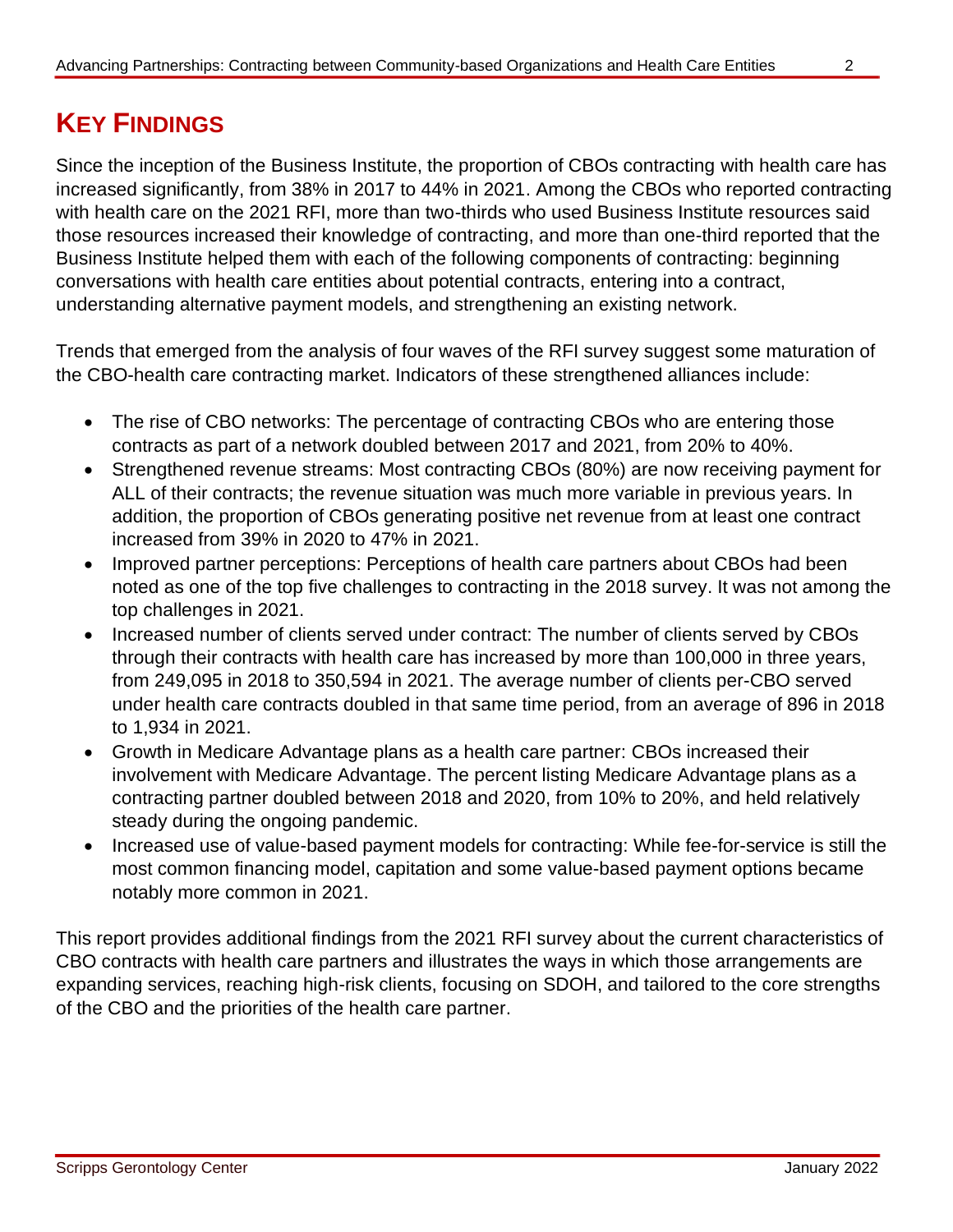## KEY FINDINGS

Since the inception of the Business Institute, the proportion of CBOs contracting with health care has increased significantly, from 38% in 2017 to 44% in 2021. Among the CBOs who reported contracting with health care on the 2021 RFI, more than two-thirds who used Business Institute resources said those resources increased their knowledge of contracting, and more than one-third reported that the Business Institute helped them with each of the following components of contracting: beginning conversations with health care entities about potential contracts, entering into a contract, understanding alternative payment models, and strengthening an existing network.

Trends that emerged from the analysis of four waves of the RFI survey suggest some maturation of the CBO-health care contracting market. Indicators of these strengthened alliances include:

- The rise of CBO networks: The percentage of contracting CBOs who are entering those contracts as part of a network doubled between 2017 and 2021, from 20% to 40%.
- Strengthened revenue streams: Most contracting CBOs (80%) are now receiving payment for ALL of their contracts; the revenue situation was much more variable in previous years. In addition, the proportion of CBOs generating positive net revenue from at least one contract increased from 39% in 2020 to 47% in 2021.
- Improved partner perceptions: Perceptions of health care partners about CBOs had been noted as one of the top five challenges to contracting in the 2018 survey. It was not among the top challenges in 2021.
- Increased number of clients served under contract: The number of clients served by CBOs through their contracts with health care has increased by more than 100,000 in three years, from 249,095 in 2018 to 350,594 in 2021. The average number of clients per-CBO served under health care contracts doubled in that same time period, from an average of 896 in 2018 to 1,934 in 2021.
- Growth in Medicare Advantage plans as a health care partner: CBOs increased their involvement with Medicare Advantage. The percent listing Medicare Advantage plans as a contracting partner doubled between 2018 and 2020, from 10% to 20%, and held relatively steady during the ongoing pandemic.
- Increased use of value-based payment models for contracting: While fee-for-service is still the most common financing model, capitation and some value-based payment options became notably more common in 2021.

This report provides additional findings from the 2021 RFI survey about the current characteristics of CBO contracts with health care partners and illustrates the ways in which those arrangements are expanding services, reaching high-risk clients, focusing on SDOH, and tailored to the core strengths of the CBO and the priorities of the health care partner.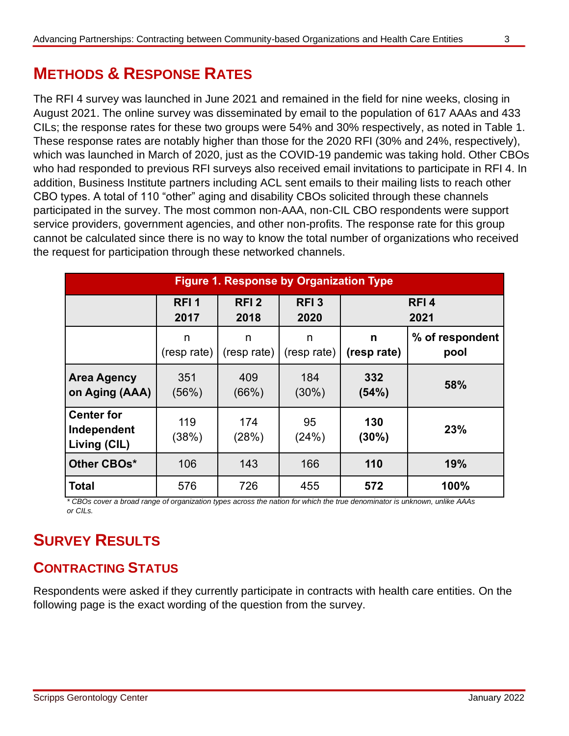## METHODS & RESPONSE RATES

The RFI 4 survey was launched in June 2021 and remained in the field for nine weeks, closing in August 2021. The online survey was disseminated by email to the population of 617 AAAs and 433 CILs; the response rates for these two groups were 54% and 30% respectively, as noted in Table 1. These response rates are notably higher than those for the 2020 RFI (30% and 24%, respectively), which was launched in March of 2020, just as the COVID-19 pandemic was taking hold. Other CBOs who had responded to previous RFI surveys also received email invitations to participate in RFI 4. In addition, Business Institute partners including ACL sent emails to their mailing lists to reach other CBO types. A total of 110 "other" aging and disability CBOs solicited through these channels participated in the survey. The most common non-AAA, non-CIL CBO respondents were support service providers, government agencies, and other non-profits. The response rate for this group cannot be calculated since there is no way to know the total number of organizations who received the request for participation through these networked channels.

**Figure 1. Response by Organization Type**

| | RFI 1 2017 | RFI 2 2018 | RFI 3 2020 | RFI 4 2021 | |
|---|---|---|---|---|---|
| | n (resp rate) | n (resp rate) | n (resp rate) | **n (resp rate)** | **% of respondent pool** |
| **Area Agency on Aging (AAA)** | 351 (56%) | 409 (66%) | 184 (30%) | **332 (54%)** | **58%** |
| **Center for Independent Living (CIL)** | 119 (38%) | 174 (28%) | 95 (24%) | **130 (30%)** | **23%** |
| **Other CBOs*** | 106 | 143 | 166 | **110** | **19%** |
| **Total** | 576 | 726 | 455 | **572** | **100%** |

*\* CBOs cover a broad range of organization types across the nation for which the true denominator is unknown, unlike AAAs or CILs.*

## SURVEY RESULTS

### CONTRACTING STATUS

Respondents were asked if they currently participate in contracts with health care entities. On the following page is the exact wording of the question from the survey.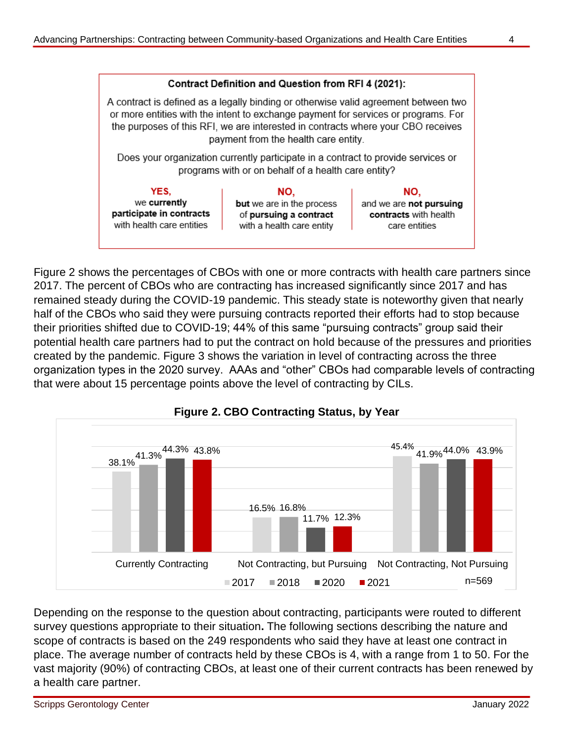**Contract Definition and Question from RFI 4 (2021):**

A contract is defined as a legally binding or otherwise valid agreement between two or more entities with the intent to exchange payment for services or programs. For the purposes of this RFI, we are interested in contracts where your CBO receives payment from the health care entity.

Does your organization currently participate in a contract to provide services or programs with or on behalf of a health care entity?

| **YES,** we **currently participate in contracts** with health care entities | **NO, but** we are in the process of **pursuing a contract** with a health care entity | **NO,** and we are **not pursuing contracts** with health care entities |
|---|---|---|

Figure 2 shows the percentages of CBOs with one or more contracts with health care partners since 2017. The percent of CBOs who are contracting has increased significantly since 2017 and has remained steady during the COVID-19 pandemic. This steady state is noteworthy given that nearly half of the CBOs who said they were pursuing contracts reported their efforts had to stop because their priorities shifted due to COVID-19; 44% of this same "pursuing contracts" group said their potential health care partners had to put the contract on hold because of the pressures and priorities created by the pandemic. Figure 3 shows the variation in level of contracting across the three organization types in the 2020 survey. AAAs and "other" CBOs had comparable levels of contracting that were about 15 percentage points above the level of contracting by CILs.

**Figure 2. CBO Contracting Status, by Year**

| | 2017 | 2018 | 2020 | 2021 |
|---|---|---|---|---|
| Currently Contracting | 38.1% | 41.3% | 44.3% | 43.8% |
| Not Contracting, but Pursuing | 16.5% | 16.8% | 11.7% | 12.3% |
| Not Contracting, Not Pursuing | 45.4% | 41.9% | 44.0% | 43.9% |

n=569

Depending on the response to the question about contracting, participants were routed to different survey questions appropriate to their situation**.** The following sections describing the nature and scope of contracts is based on the 249 respondents who said they have at least one contract in place. The average number of contracts held by these CBOs is 4, with a range from 1 to 50. For the vast majority (90%) of contracting CBOs, at least one of their current contracts has been renewed by a health care partner.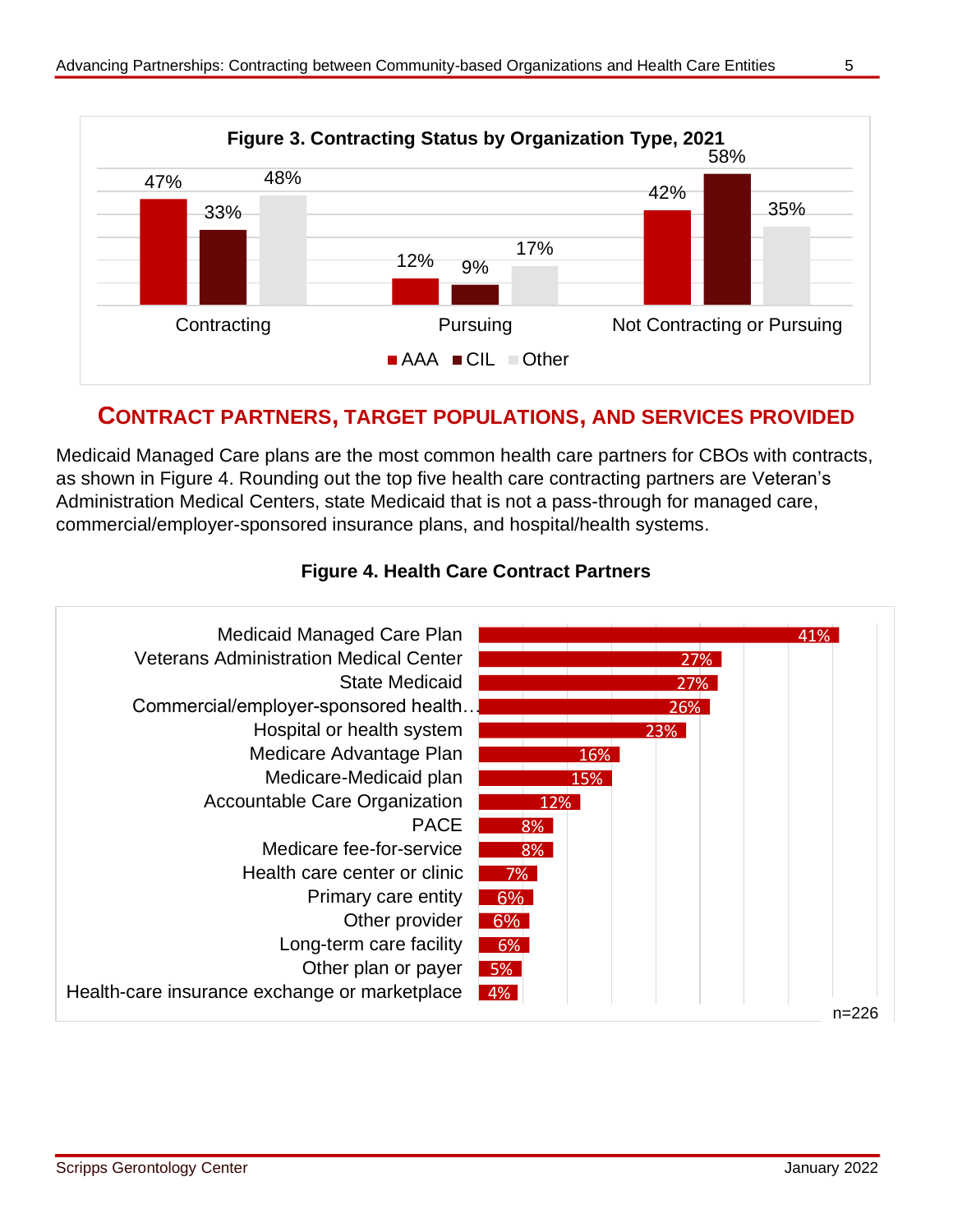**Figure 3. Contracting Status by Organization Type, 2021**

| | AAA | CIL | Other |
|---|---|---|---|
| Contracting | 47% | 33% | 48% |
| Pursuing | 12% | 9% | 17% |
| Not Contracting or Pursuing | 42% | 58% | 35% |

## CONTRACT PARTNERS, TARGET POPULATIONS, AND SERVICES PROVIDED

Medicaid Managed Care plans are the most common health care partners for CBOs with contracts, as shown in Figure 4. Rounding out the top five health care contracting partners are Veteran's Administration Medical Centers, state Medicaid that is not a pass-through for managed care, commercial/employer-sponsored insurance plans, and hospital/health systems.

**Figure 4. Health Care Contract Partners**

| Partner | Percent |
|---|---|
| Medicaid Managed Care Plan | 41% |
| Veterans Administration Medical Center | 27% |
| State Medicaid | 27% |
| Commercial/employer-sponsored health… | 26% |
| Hospital or health system | 23% |
| Medicare Advantage Plan | 16% |
| Medicare-Medicaid plan | 15% |
| Accountable Care Organization | 12% |
| PACE | 8% |
| Medicare fee-for-service | 8% |
| Health care center or clinic | 7% |
| Primary care entity | 6% |
| Other provider | 6% |
| Long-term care facility | 6% |
| Other plan or payer | 5% |
| Health-care insurance exchange or marketplace | 4% |

n=226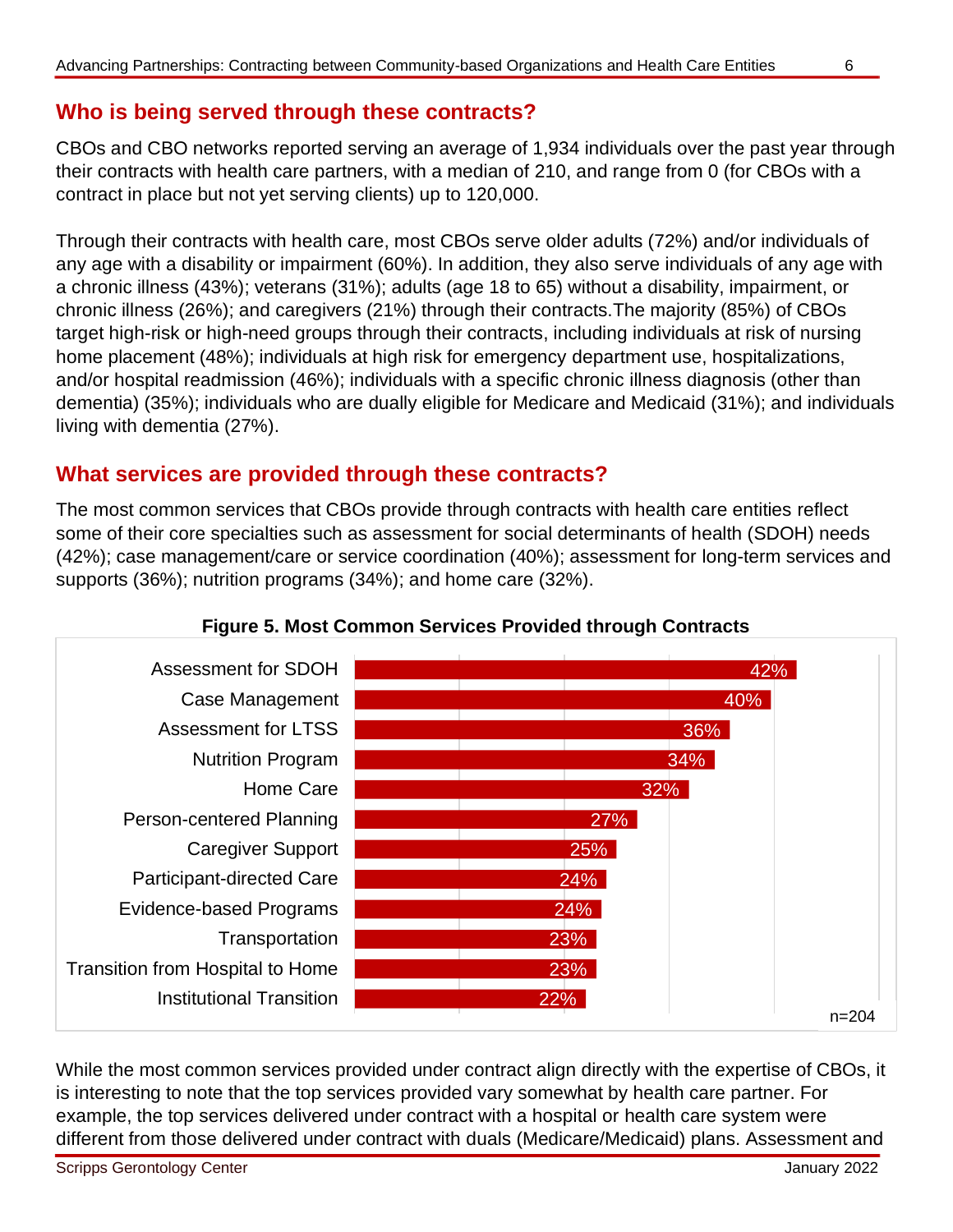## Who is being served through these contracts?

CBOs and CBO networks reported serving an average of 1,934 individuals over the past year through their contracts with health care partners, with a median of 210, and range from 0 (for CBOs with a contract in place but not yet serving clients) up to 120,000.

Through their contracts with health care, most CBOs serve older adults (72%) and/or individuals of any age with a disability or impairment (60%). In addition, they also serve individuals of any age with a chronic illness (43%); veterans (31%); adults (age 18 to 65) without a disability, impairment, or chronic illness (26%); and caregivers (21%) through their contracts.The majority (85%) of CBOs target high-risk or high-need groups through their contracts, including individuals at risk of nursing home placement (48%); individuals at high risk for emergency department use, hospitalizations, and/or hospital readmission (46%); individuals with a specific chronic illness diagnosis (other than dementia) (35%); individuals who are dually eligible for Medicare and Medicaid (31%); and individuals living with dementia (27%).

## What services are provided through these contracts?

The most common services that CBOs provide through contracts with health care entities reflect some of their core specialties such as assessment for social determinants of health (SDOH) needs (42%); case management/care or service coordination (40%); assessment for long-term services and supports (36%); nutrition programs (34%); and home care (32%).

**Figure 5. Most Common Services Provided through Contracts**

| Service | Percent |
|---|---|
| Assessment for SDOH | 42% |
| Case Management | 40% |
| Assessment for LTSS | 36% |
| Nutrition Program | 34% |
| Home Care | 32% |
| Person-centered Planning | 27% |
| Caregiver Support | 25% |
| Participant-directed Care | 24% |
| Evidence-based Programs | 24% |
| Transportation | 23% |
| Transition from Hospital to Home | 23% |
| Institutional Transition | 22% |

n=204

While the most common services provided under contract align directly with the expertise of CBOs, it is interesting to note that the top services provided vary somewhat by health care partner. For example, the top services delivered under contract with a hospital or health care system were different from those delivered under contract with duals (Medicare/Medicaid) plans. Assessment and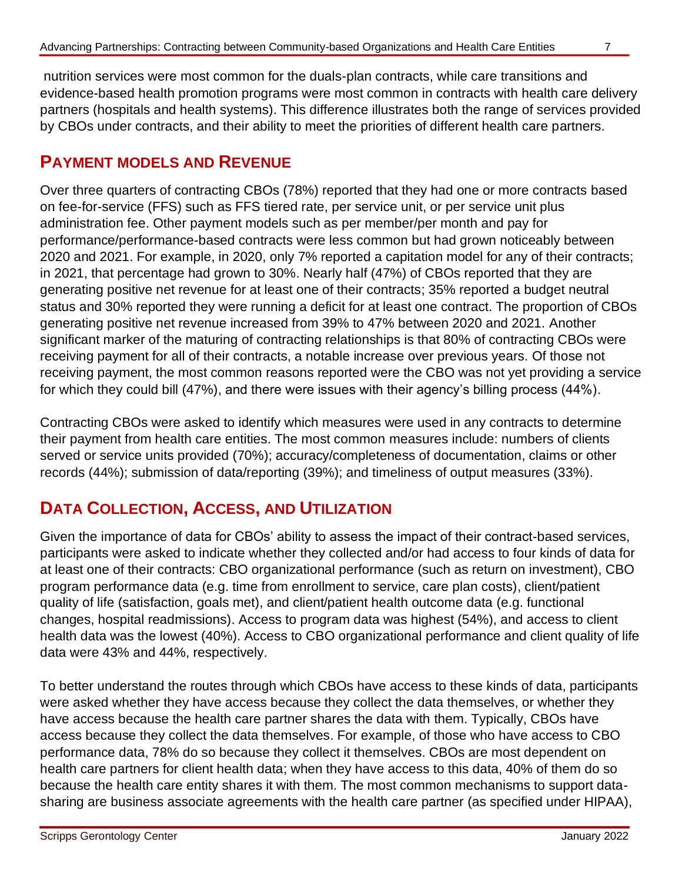nutrition services were most common for the duals-plan contracts, while care transitions and evidence-based health promotion programs were most common in contracts with health care delivery partners (hospitals and health systems). This difference illustrates both the range of services provided by CBOs under contracts, and their ability to meet the priorities of different health care partners.

## Payment Models and Revenue

Over three quarters of contracting CBOs (78%) reported that they had one or more contracts based on fee-for-service (FFS) such as FFS tiered rate, per service unit, or per service unit plus administration fee. Other payment models such as per member/per month and pay for performance/performance-based contracts were less common but had grown noticeably between 2020 and 2021. For example, in 2020, only 7% reported a capitation model for any of their contracts; in 2021, that percentage had grown to 30%. Nearly half (47%) of CBOs reported that they are generating positive net revenue for at least one of their contracts; 35% reported a budget neutral status and 30% reported they were running a deficit for at least one contract. The proportion of CBOs generating positive net revenue increased from 39% to 47% between 2020 and 2021. Another significant marker of the maturing of contracting relationships is that 80% of contracting CBOs were receiving payment for all of their contracts, a notable increase over previous years. Of those not receiving payment, the most common reasons reported were the CBO was not yet providing a service for which they could bill (47%), and there were issues with their agency's billing process (44%).

Contracting CBOs were asked to identify which measures were used in any contracts to determine their payment from health care entities. The most common measures include: numbers of clients served or service units provided (70%); accuracy/completeness of documentation, claims or other records (44%); submission of data/reporting (39%); and timeliness of output measures (33%).

## Data Collection, Access, and Utilization

Given the importance of data for CBOs' ability to assess the impact of their contract-based services, participants were asked to indicate whether they collected and/or had access to four kinds of data for at least one of their contracts: CBO organizational performance (such as return on investment), CBO program performance data (e.g. time from enrollment to service, care plan costs), client/patient quality of life (satisfaction, goals met), and client/patient health outcome data (e.g. functional changes, hospital readmissions). Access to program data was highest (54%), and access to client health data was the lowest (40%). Access to CBO organizational performance and client quality of life data were 43% and 44%, respectively.

To better understand the routes through which CBOs have access to these kinds of data, participants were asked whether they have access because they collect the data themselves, or whether they have access because the health care partner shares the data with them. Typically, CBOs have access because they collect the data themselves. For example, of those who have access to CBO performance data, 78% do so because they collect it themselves. CBOs are most dependent on health care partners for client health data; when they have access to this data, 40% of them do so because the health care entity shares it with them. The most common mechanisms to support data-sharing are business associate agreements with the health care partner (as specified under HIPAA),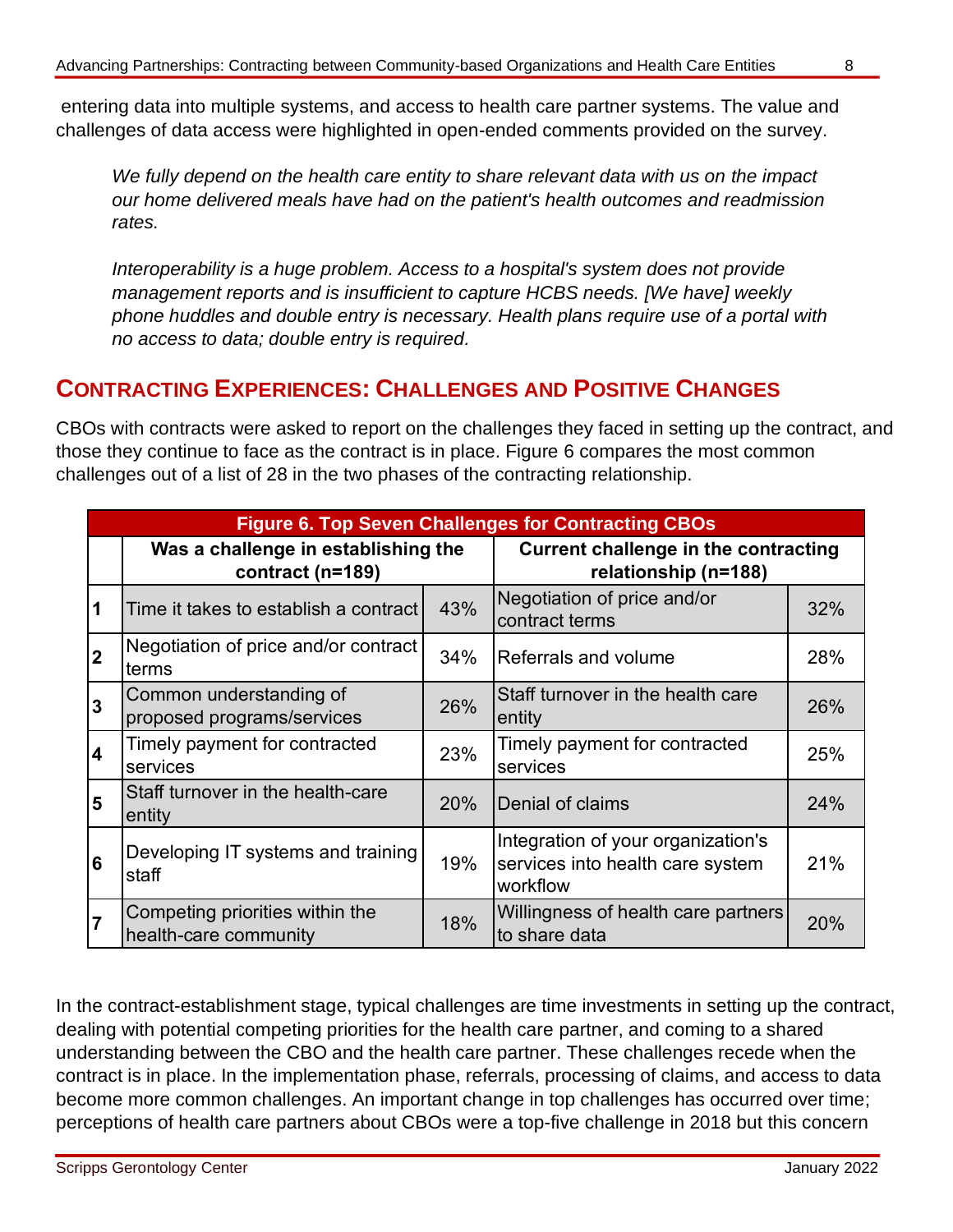entering data into multiple systems, and access to health care partner systems. The value and challenges of data access were highlighted in open-ended comments provided on the survey.

> *We fully depend on the health care entity to share relevant data with us on the impact our home delivered meals have had on the patient's health outcomes and readmission rates.*

> *Interoperability is a huge problem. Access to a hospital's system does not provide management reports and is insufficient to capture HCBS needs. [We have] weekly phone huddles and double entry is necessary. Health plans require use of a portal with no access to data; double entry is required.*

## CONTRACTING EXPERIENCES: CHALLENGES AND POSITIVE CHANGES

CBOs with contracts were asked to report on the challenges they faced in setting up the contract, and those they continue to face as the contract is in place. Figure 6 compares the most common challenges out of a list of 28 in the two phases of the contracting relationship.

**Figure 6. Top Seven Challenges for Contracting CBOs**

| | Was a challenge in establishing the contract (n=189) | | Current challenge in the contracting relationship (n=188) | |
|---|---|---|---|---|
| 1 | Time it takes to establish a contract | 43% | Negotiation of price and/or contract terms | 32% |
| 2 | Negotiation of price and/or contract terms | 34% | Referrals and volume | 28% |
| 3 | Common understanding of proposed programs/services | 26% | Staff turnover in the health care entity | 26% |
| 4 | Timely payment for contracted services | 23% | Timely payment for contracted services | 25% |
| 5 | Staff turnover in the health-care entity | 20% | Denial of claims | 24% |
| 6 | Developing IT systems and training staff | 19% | Integration of your organization's services into health care system workflow | 21% |
| 7 | Competing priorities within the health-care community | 18% | Willingness of health care partners to share data | 20% |

In the contract-establishment stage, typical challenges are time investments in setting up the contract, dealing with potential competing priorities for the health care partner, and coming to a shared understanding between the CBO and the health care partner. These challenges recede when the contract is in place. In the implementation phase, referrals, processing of claims, and access to data become more common challenges. An important change in top challenges has occurred over time; perceptions of health care partners about CBOs were a top-five challenge in 2018 but this concern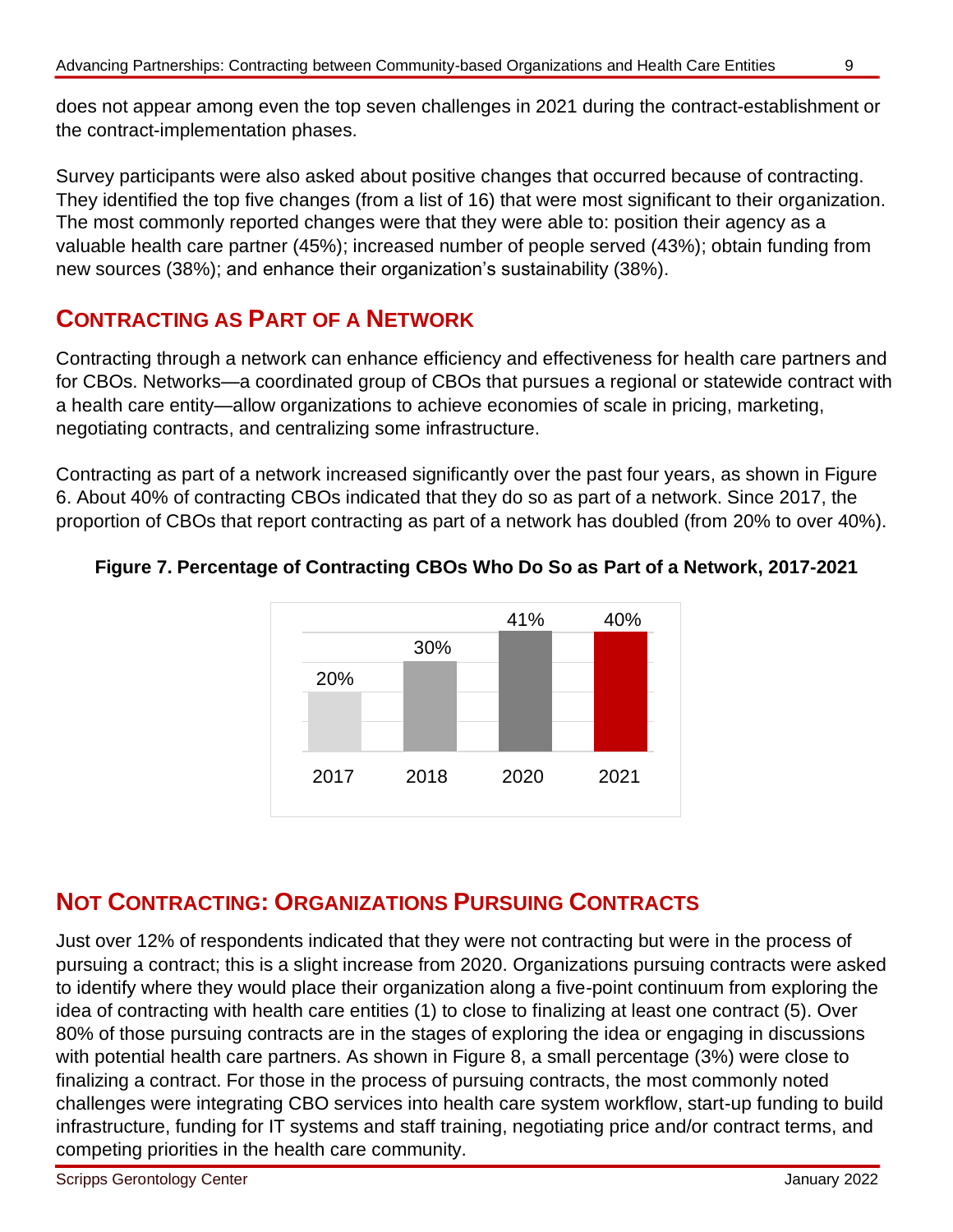does not appear among even the top seven challenges in 2021 during the contract-establishment or the contract-implementation phases.

Survey participants were also asked about positive changes that occurred because of contracting. They identified the top five changes (from a list of 16) that were most significant to their organization. The most commonly reported changes were that they were able to: position their agency as a valuable health care partner (45%); increased number of people served (43%); obtain funding from new sources (38%); and enhance their organization's sustainability (38%).

## Contracting as Part of a Network

Contracting through a network can enhance efficiency and effectiveness for health care partners and for CBOs. Networks—a coordinated group of CBOs that pursues a regional or statewide contract with a health care entity—allow organizations to achieve economies of scale in pricing, marketing, negotiating contracts, and centralizing some infrastructure.

Contracting as part of a network increased significantly over the past four years, as shown in Figure 6. About 40% of contracting CBOs indicated that they do so as part of a network. Since 2017, the proportion of CBOs that report contracting as part of a network has doubled (from 20% to over 40%).

**Figure 7. Percentage of Contracting CBOs Who Do So as Part of a Network, 2017-2021**

| 2017 | 2018 | 2020 | 2021 |
|---|---|---|---|
| 20% | 30% | 41% | 40% |

## Not Contracting: Organizations Pursuing Contracts

Just over 12% of respondents indicated that they were not contracting but were in the process of pursuing a contract; this is a slight increase from 2020. Organizations pursuing contracts were asked to identify where they would place their organization along a five-point continuum from exploring the idea of contracting with health care entities (1) to close to finalizing at least one contract (5). Over 80% of those pursuing contracts are in the stages of exploring the idea or engaging in discussions with potential health care partners. As shown in Figure 8, a small percentage (3%) were close to finalizing a contract. For those in the process of pursuing contracts, the most commonly noted challenges were integrating CBO services into health care system workflow, start-up funding to build infrastructure, funding for IT systems and staff training, negotiating price and/or contract terms, and competing priorities in the health care community.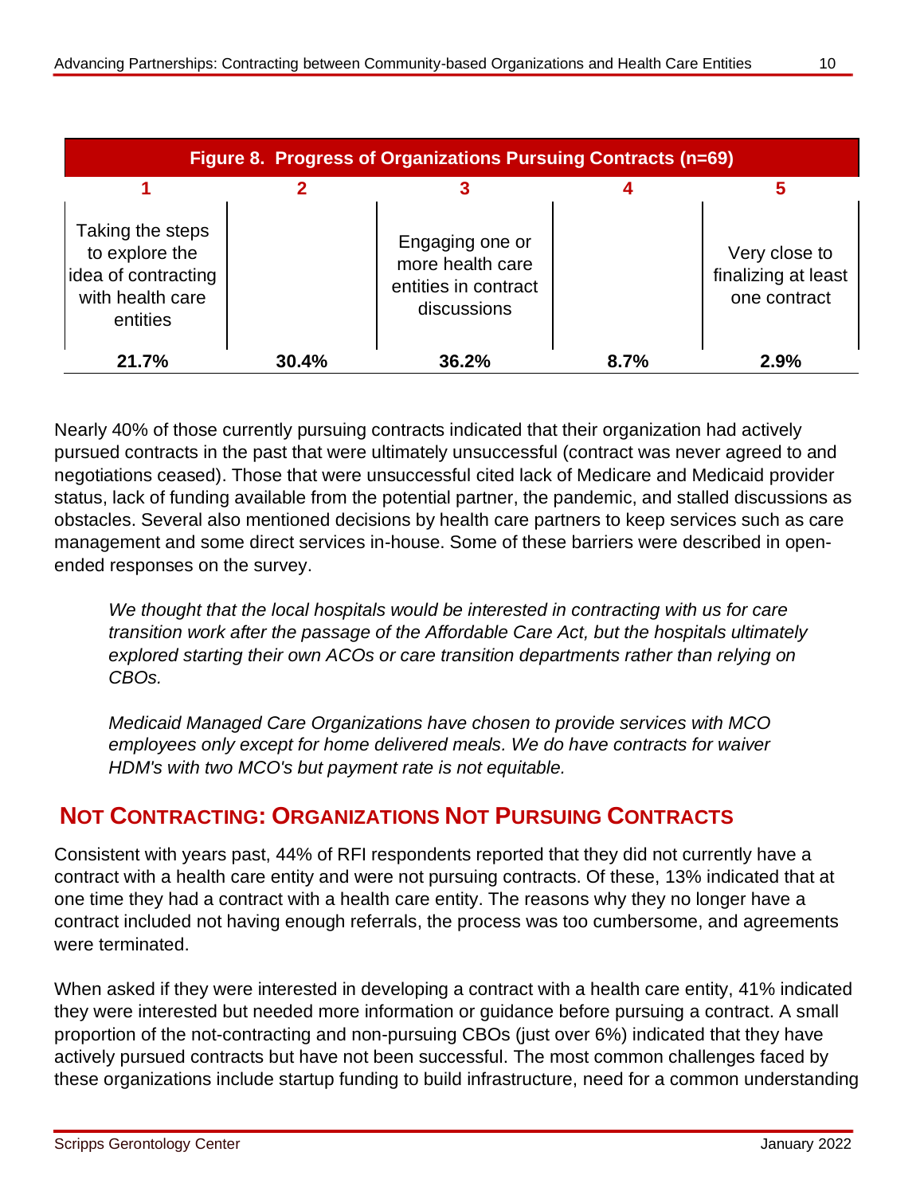**Figure 8. Progress of Organizations Pursuing Contracts (n=69)**

| 1 | 2 | 3 | 4 | 5 |
|---|---|---|---|---|
| Taking the steps to explore the idea of contracting with health care entities | | Engaging one or more health care entities in contract discussions | | Very close to finalizing at least one contract |
| **21.7%** | **30.4%** | **36.2%** | **8.7%** | **2.9%** |

Nearly 40% of those currently pursuing contracts indicated that their organization had actively pursued contracts in the past that were ultimately unsuccessful (contract was never agreed to and negotiations ceased). Those that were unsuccessful cited lack of Medicare and Medicaid provider status, lack of funding available from the potential partner, the pandemic, and stalled discussions as obstacles. Several also mentioned decisions by health care partners to keep services such as care management and some direct services in-house. Some of these barriers were described in open-ended responses on the survey.

> *We thought that the local hospitals would be interested in contracting with us for care transition work after the passage of the Affordable Care Act, but the hospitals ultimately explored starting their own ACOs or care transition departments rather than relying on CBOs.*

> *Medicaid Managed Care Organizations have chosen to provide services with MCO employees only except for home delivered meals. We do have contracts for waiver HDM's with two MCO's but payment rate is not equitable.*

## NOT CONTRACTING: ORGANIZATIONS NOT PURSUING CONTRACTS

Consistent with years past, 44% of RFI respondents reported that they did not currently have a contract with a health care entity and were not pursuing contracts. Of these, 13% indicated that at one time they had a contract with a health care entity. The reasons why they no longer have a contract included not having enough referrals, the process was too cumbersome, and agreements were terminated.

When asked if they were interested in developing a contract with a health care entity, 41% indicated they were interested but needed more information or guidance before pursuing a contract. A small proportion of the not-contracting and non-pursuing CBOs (just over 6%) indicated that they have actively pursued contracts but have not been successful. The most common challenges faced by these organizations include startup funding to build infrastructure, need for a common understanding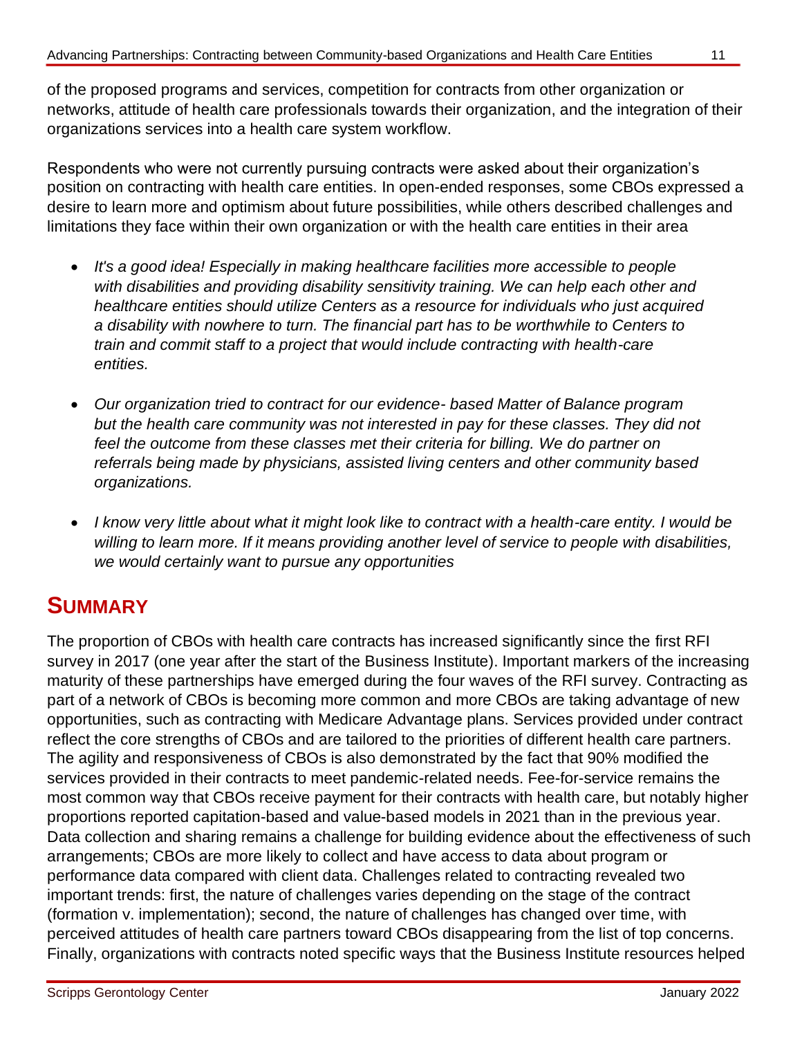of the proposed programs and services, competition for contracts from other organization or networks, attitude of health care professionals towards their organization, and the integration of their organizations services into a health care system workflow.

Respondents who were not currently pursuing contracts were asked about their organization's position on contracting with health care entities. In open-ended responses, some CBOs expressed a desire to learn more and optimism about future possibilities, while others described challenges and limitations they face within their own organization or with the health care entities in their area

- *It's a good idea! Especially in making healthcare facilities more accessible to people with disabilities and providing disability sensitivity training. We can help each other and healthcare entities should utilize Centers as a resource for individuals who just acquired a disability with nowhere to turn. The financial part has to be worthwhile to Centers to train and commit staff to a project that would include contracting with health-care entities.*

- *Our organization tried to contract for our evidence- based Matter of Balance program but the health care community was not interested in pay for these classes. They did not feel the outcome from these classes met their criteria for billing. We do partner on referrals being made by physicians, assisted living centers and other community based organizations.*

- *I know very little about what it might look like to contract with a health-care entity. I would be willing to learn more. If it means providing another level of service to people with disabilities, we would certainly want to pursue any opportunities*

## SUMMARY

The proportion of CBOs with health care contracts has increased significantly since the first RFI survey in 2017 (one year after the start of the Business Institute). Important markers of the increasing maturity of these partnerships have emerged during the four waves of the RFI survey. Contracting as part of a network of CBOs is becoming more common and more CBOs are taking advantage of new opportunities, such as contracting with Medicare Advantage plans. Services provided under contract reflect the core strengths of CBOs and are tailored to the priorities of different health care partners. The agility and responsiveness of CBOs is also demonstrated by the fact that 90% modified the services provided in their contracts to meet pandemic-related needs. Fee-for-service remains the most common way that CBOs receive payment for their contracts with health care, but notably higher proportions reported capitation-based and value-based models in 2021 than in the previous year. Data collection and sharing remains a challenge for building evidence about the effectiveness of such arrangements; CBOs are more likely to collect and have access to data about program or performance data compared with client data. Challenges related to contracting revealed two important trends: first, the nature of challenges varies depending on the stage of the contract (formation v. implementation); second, the nature of challenges has changed over time, with perceived attitudes of health care partners toward CBOs disappearing from the list of top concerns. Finally, organizations with contracts noted specific ways that the Business Institute resources helped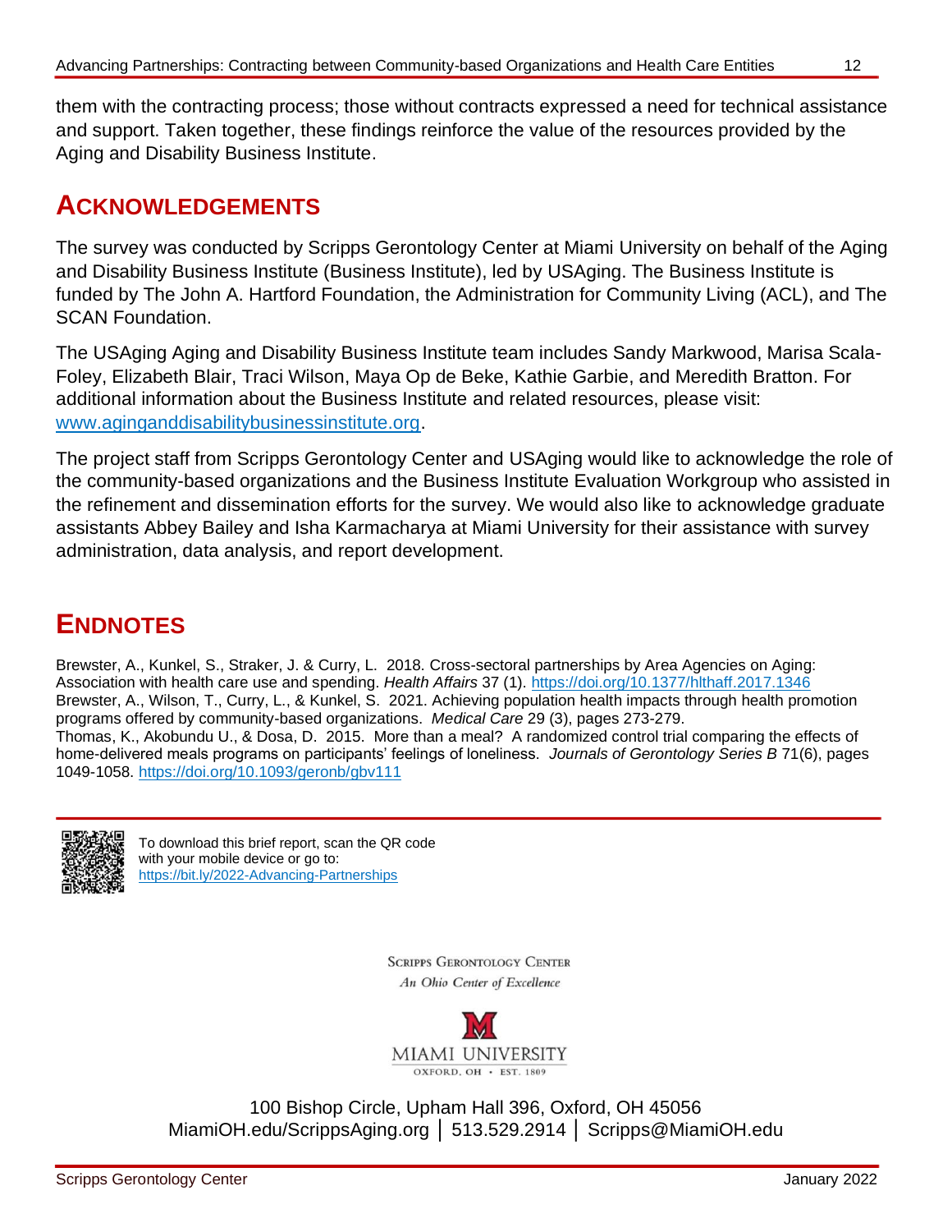them with the contracting process; those without contracts expressed a need for technical assistance and support. Taken together, these findings reinforce the value of the resources provided by the Aging and Disability Business Institute.

## ACKNOWLEDGEMENTS

The survey was conducted by Scripps Gerontology Center at Miami University on behalf of the Aging and Disability Business Institute (Business Institute), led by USAging. The Business Institute is funded by The John A. Hartford Foundation, the Administration for Community Living (ACL), and The SCAN Foundation.

The USAging Aging and Disability Business Institute team includes Sandy Markwood, Marisa Scala-Foley, Elizabeth Blair, Traci Wilson, Maya Op de Beke, Kathie Garbie, and Meredith Bratton. For additional information about the Business Institute and related resources, please visit: www.aginganddisabilitybusinessinstitute.org.

The project staff from Scripps Gerontology Center and USAging would like to acknowledge the role of the community-based organizations and the Business Institute Evaluation Workgroup who assisted in the refinement and dissemination efforts for the survey. We would also like to acknowledge graduate assistants Abbey Bailey and Isha Karmacharya at Miami University for their assistance with survey administration, data analysis, and report development.

## ENDNOTES

Brewster, A., Kunkel, S., Straker, J. & Curry, L. 2018. Cross-sectoral partnerships by Area Agencies on Aging: Association with health care use and spending. *Health Affairs* 37 (1). https://doi.org/10.1377/hlthaff.2017.1346
Brewster, A., Wilson, T., Curry, L., & Kunkel, S. 2021. Achieving population health impacts through health promotion programs offered by community-based organizations. *Medical Care* 29 (3), pages 273-279.
Thomas, K., Akobundu U., & Dosa, D. 2015. More than a meal? A randomized control trial comparing the effects of home-delivered meals programs on participants' feelings of loneliness. *Journals of Gerontology Series B* 71(6), pages 1049-1058. https://doi.org/10.1093/geronb/gbv111

To download this brief report, scan the QR code with your mobile device or go to: https://bit.ly/2022-Advancing-Partnerships

Scripps Gerontology Center
*An Ohio Center of Excellence*

Miami University
Oxford, OH • Est. 1809

100 Bishop Circle, Upham Hall 396, Oxford, OH 45056
MiamiOH.edu/ScrippsAging.org │ 513.529.2914 │ Scripps@MiamiOH.edu